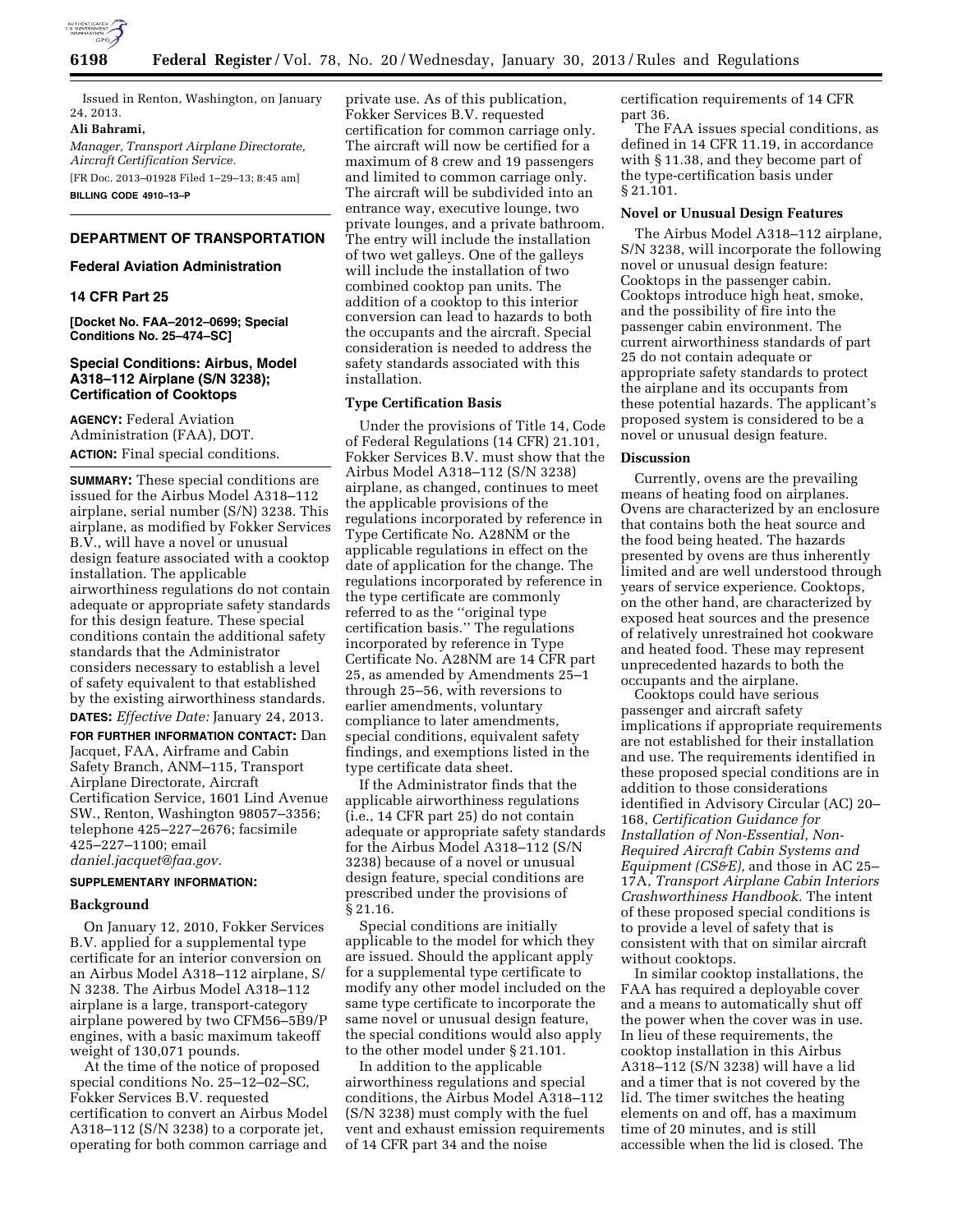Issued in Renton, Washington, on January 24, 2013.

**Ali Bahrami,**

*Manager, Transport Airplane Directorate, Aircraft Certification Service.*

[FR Doc. 2013–01928 Filed 1–29–13; 8:45 am]

**BILLING CODE 4910–13–P**

## DEPARTMENT OF TRANSPORTATION

### Federal Aviation Administration

### 14 CFR Part 25

**[Docket No. FAA–2012–0699; Special Conditions No. 25–474–SC]**

### Special Conditions: Airbus, Model A318–112 Airplane (S/N 3238); Certification of Cooktops

**AGENCY:** Federal Aviation Administration (FAA), DOT.

**ACTION:** Final special conditions.

**SUMMARY:** These special conditions are issued for the Airbus Model A318–112 airplane, serial number (S/N) 3238. This airplane, as modified by Fokker Services B.V., will have a novel or unusual design feature associated with a cooktop installation. The applicable airworthiness regulations do not contain adequate or appropriate safety standards for this design feature. These special conditions contain the additional safety standards that the Administrator considers necessary to establish a level of safety equivalent to that established by the existing airworthiness standards.

**DATES:** *Effective Date:* January 24, 2013.

**FOR FURTHER INFORMATION CONTACT:** Dan Jacquet, FAA, Airframe and Cabin Safety Branch, ANM–115, Transport Airplane Directorate, Aircraft Certification Service, 1601 Lind Avenue SW., Renton, Washington 98057–3356; telephone 425–227–2676; facsimile 425–227–1100; email *daniel.jacquet@faa.gov.*

**SUPPLEMENTARY INFORMATION:**

**Background**

On January 12, 2010, Fokker Services B.V. applied for a supplemental type certificate for an interior conversion on an Airbus Model A318–112 airplane, S/N 3238. The Airbus Model A318–112 airplane is a large, transport-category airplane powered by two CFM56–5B9/P engines, with a basic maximum takeoff weight of 130,071 pounds.

At the time of the notice of proposed special conditions No. 25–12–02–SC, Fokker Services B.V. requested certification to convert an Airbus Model A318–112 (S/N 3238) to a corporate jet, operating for both common carriage and private use. As of this publication, Fokker Services B.V. requested certification for common carriage only. The aircraft will now be certified for a maximum of 8 crew and 19 passengers and limited to common carriage only. The aircraft will be subdivided into an entrance way, executive lounge, two private lounges, and a private bathroom. The entry will include the installation of two wet galleys. One of the galleys will include the installation of two combined cooktop pan units. The addition of a cooktop to this interior conversion can lead to hazards to both the occupants and the aircraft. Special consideration is needed to address the safety standards associated with this installation.

**Type Certification Basis**

Under the provisions of Title 14, Code of Federal Regulations (14 CFR) 21.101, Fokker Services B.V. must show that the Airbus Model A318–112 (S/N 3238) airplane, as changed, continues to meet the applicable provisions of the regulations incorporated by reference in Type Certificate No. A28NM or the applicable regulations in effect on the date of application for the change. The regulations incorporated by reference in the type certificate are commonly referred to as the "original type certification basis." The regulations incorporated by reference in Type Certificate No. A28NM are 14 CFR part 25, as amended by Amendments 25–1 through 25–56, with reversions to earlier amendments, voluntary compliance to later amendments, special conditions, equivalent safety findings, and exemptions listed in the type certificate data sheet.

If the Administrator finds that the applicable airworthiness regulations (i.e., 14 CFR part 25) do not contain adequate or appropriate safety standards for the Airbus Model A318–112 (S/N 3238) because of a novel or unusual design feature, special conditions are prescribed under the provisions of § 21.16.

Special conditions are initially applicable to the model for which they are issued. Should the applicant apply for a supplemental type certificate to modify any other model included on the same type certificate to incorporate the same novel or unusual design feature, the special conditions would also apply to the other model under § 21.101.

In addition to the applicable airworthiness regulations and special conditions, the Airbus Model A318–112 (S/N 3238) must comply with the fuel vent and exhaust emission requirements of 14 CFR part 34 and the noise certification requirements of 14 CFR part 36.

The FAA issues special conditions, as defined in 14 CFR 11.19, in accordance with § 11.38, and they become part of the type-certification basis under § 21.101.

**Novel or Unusual Design Features**

The Airbus Model A318–112 airplane, S/N 3238, will incorporate the following novel or unusual design feature: Cooktops in the passenger cabin. Cooktops introduce high heat, smoke, and the possibility of fire into the passenger cabin environment. The current airworthiness standards of part 25 do not contain adequate or appropriate safety standards to protect the airplane and its occupants from these potential hazards. The applicant's proposed system is considered to be a novel or unusual design feature.

**Discussion**

Currently, ovens are the prevailing means of heating food on airplanes. Ovens are characterized by an enclosure that contains both the heat source and the food being heated. The hazards presented by ovens are thus inherently limited and are well understood through years of service experience. Cooktops, on the other hand, are characterized by exposed heat sources and the presence of relatively unrestrained hot cookware and heated food. These may represent unprecedented hazards to both the occupants and the airplane.

Cooktops could have serious passenger and aircraft safety implications if appropriate requirements are not established for their installation and use. The requirements identified in these proposed special conditions are in addition to those considerations identified in Advisory Circular (AC) 20–168, *Certification Guidance for Installation of Non-Essential, Non-Required Aircraft Cabin Systems and Equipment (CS&E),* and those in AC 25–17A, *Transport Airplane Cabin Interiors Crashworthiness Handbook.* The intent of these proposed special conditions is to provide a level of safety that is consistent with that on similar aircraft without cooktops.

In similar cooktop installations, the FAA has required a deployable cover and a means to automatically shut off the power when the cover was in use. In lieu of these requirements, the cooktop installation in this Airbus A318–112 (S/N 3238) will have a lid and a timer that is not covered by the lid. The timer switches the heating elements on and off, has a maximum time of 20 minutes, and is still accessible when the lid is closed. The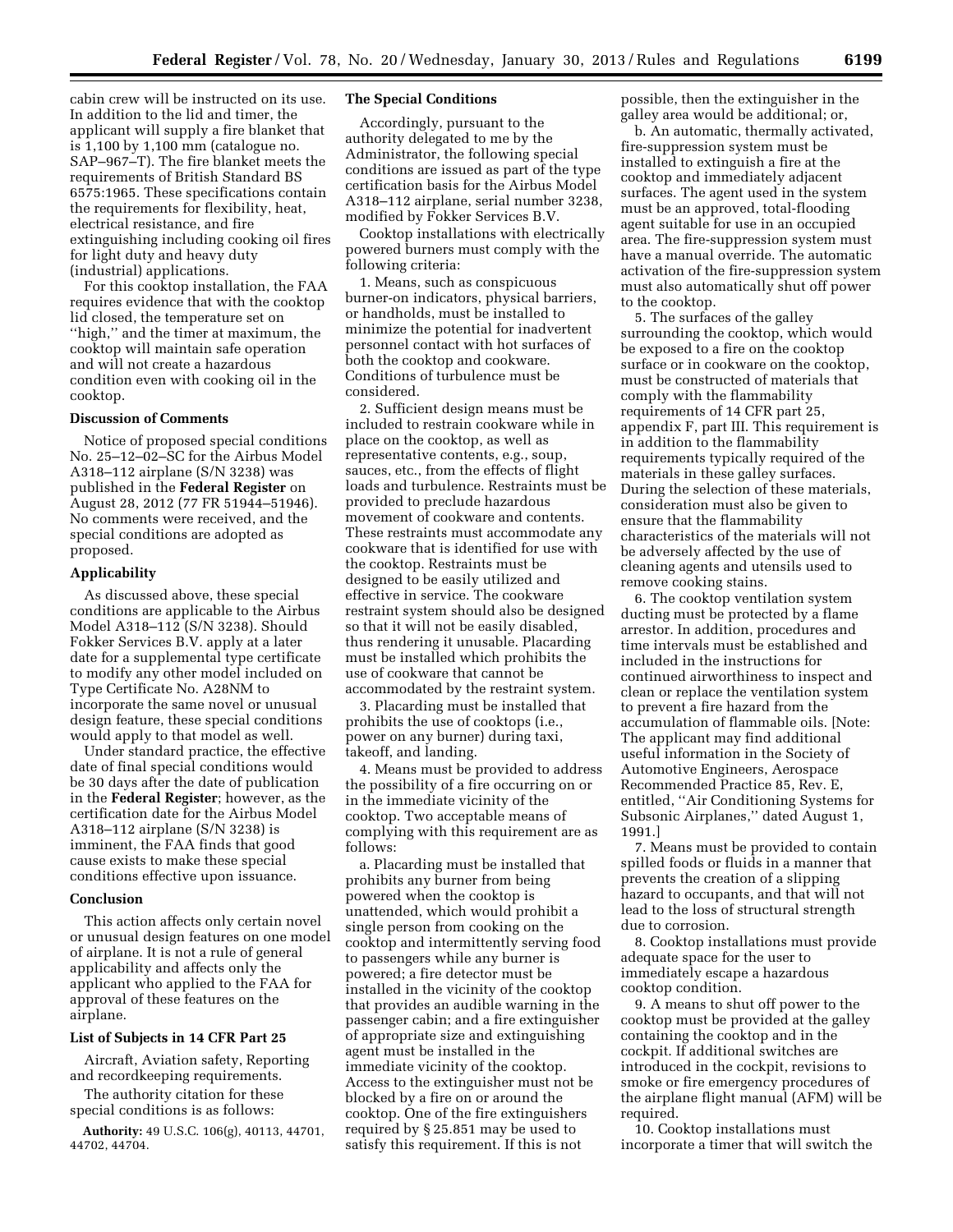cabin crew will be instructed on its use. In addition to the lid and timer, the applicant will supply a fire blanket that is 1,100 by 1,100 mm (catalogue no. SAP–967–T). The fire blanket meets the requirements of British Standard BS 6575:1965. These specifications contain the requirements for flexibility, heat, electrical resistance, and fire extinguishing including cooking oil fires for light duty and heavy duty (industrial) applications.

For this cooktop installation, the FAA requires evidence that with the cooktop lid closed, the temperature set on ''high,'' and the timer at maximum, the cooktop will maintain safe operation and will not create a hazardous condition even with cooking oil in the cooktop.

## Discussion of Comments

Notice of proposed special conditions No. 25–12–02–SC for the Airbus Model A318–112 airplane (S/N 3238) was published in the **Federal Register** on August 28, 2012 (77 FR 51944–51946). No comments were received, and the special conditions are adopted as proposed.

## Applicability

As discussed above, these special conditions are applicable to the Airbus Model A318–112 (S/N 3238). Should Fokker Services B.V. apply at a later date for a supplemental type certificate to modify any other model included on Type Certificate No. A28NM to incorporate the same novel or unusual design feature, these special conditions would apply to that model as well.

Under standard practice, the effective date of final special conditions would be 30 days after the date of publication in the **Federal Register**; however, as the certification date for the Airbus Model A318–112 airplane (S/N 3238) is imminent, the FAA finds that good cause exists to make these special conditions effective upon issuance.

## Conclusion

This action affects only certain novel or unusual design features on one model of airplane. It is not a rule of general applicability and affects only the applicant who applied to the FAA for approval of these features on the airplane.

## List of Subjects in 14 CFR Part 25

Aircraft, Aviation safety, Reporting and recordkeeping requirements.

The authority citation for these special conditions is as follows:

**Authority:** 49 U.S.C. 106(g), 40113, 44701, 44702, 44704.

## The Special Conditions

Accordingly, pursuant to the authority delegated to me by the Administrator, the following special conditions are issued as part of the type certification basis for the Airbus Model A318–112 airplane, serial number 3238, modified by Fokker Services B.V.

Cooktop installations with electrically powered burners must comply with the following criteria:

1. Means, such as conspicuous burner-on indicators, physical barriers, or handholds, must be installed to minimize the potential for inadvertent personnel contact with hot surfaces of both the cooktop and cookware. Conditions of turbulence must be considered.

2. Sufficient design means must be included to restrain cookware while in place on the cooktop, as well as representative contents, e.g., soup, sauces, etc., from the effects of flight loads and turbulence. Restraints must be provided to preclude hazardous movement of cookware and contents. These restraints must accommodate any cookware that is identified for use with the cooktop. Restraints must be designed to be easily utilized and effective in service. The cookware restraint system should also be designed so that it will not be easily disabled, thus rendering it unusable. Placarding must be installed which prohibits the use of cookware that cannot be accommodated by the restraint system.

3. Placarding must be installed that prohibits the use of cooktops (i.e., power on any burner) during taxi, takeoff, and landing.

4. Means must be provided to address the possibility of a fire occurring on or in the immediate vicinity of the cooktop. Two acceptable means of complying with this requirement are as follows:

a. Placarding must be installed that prohibits any burner from being powered when the cooktop is unattended, which would prohibit a single person from cooking on the cooktop and intermittently serving food to passengers while any burner is powered; a fire detector must be installed in the vicinity of the cooktop that provides an audible warning in the passenger cabin; and a fire extinguisher of appropriate size and extinguishing agent must be installed in the immediate vicinity of the cooktop. Access to the extinguisher must not be blocked by a fire on or around the cooktop. One of the fire extinguishers required by § 25.851 may be used to satisfy this requirement. If this is not possible, then the extinguisher in the galley area would be additional; or,

b. An automatic, thermally activated, fire-suppression system must be installed to extinguish a fire at the cooktop and immediately adjacent surfaces. The agent used in the system must be an approved, total-flooding agent suitable for use in an occupied area. The fire-suppression system must have a manual override. The automatic activation of the fire-suppression system must also automatically shut off power to the cooktop.

5. The surfaces of the galley surrounding the cooktop, which would be exposed to a fire on the cooktop surface or in cookware on the cooktop, must be constructed of materials that comply with the flammability requirements of 14 CFR part 25, appendix F, part III. This requirement is in addition to the flammability requirements typically required of the materials in these galley surfaces. During the selection of these materials, consideration must also be given to ensure that the flammability characteristics of the materials will not be adversely affected by the use of cleaning agents and utensils used to remove cooking stains.

6. The cooktop ventilation system ducting must be protected by a flame arrestor. In addition, procedures and time intervals must be established and included in the instructions for continued airworthiness to inspect and clean or replace the ventilation system to prevent a fire hazard from the accumulation of flammable oils. [Note: The applicant may find additional useful information in the Society of Automotive Engineers, Aerospace Recommended Practice 85, Rev. E, entitled, ''Air Conditioning Systems for Subsonic Airplanes,'' dated August 1, 1991.]

7. Means must be provided to contain spilled foods or fluids in a manner that prevents the creation of a slipping hazard to occupants, and that will not lead to the loss of structural strength due to corrosion.

8. Cooktop installations must provide adequate space for the user to immediately escape a hazardous cooktop condition.

9. A means to shut off power to the cooktop must be provided at the galley containing the cooktop and in the cockpit. If additional switches are introduced in the cockpit, revisions to smoke or fire emergency procedures of the airplane flight manual (AFM) will be required.

10. Cooktop installations must incorporate a timer that will switch the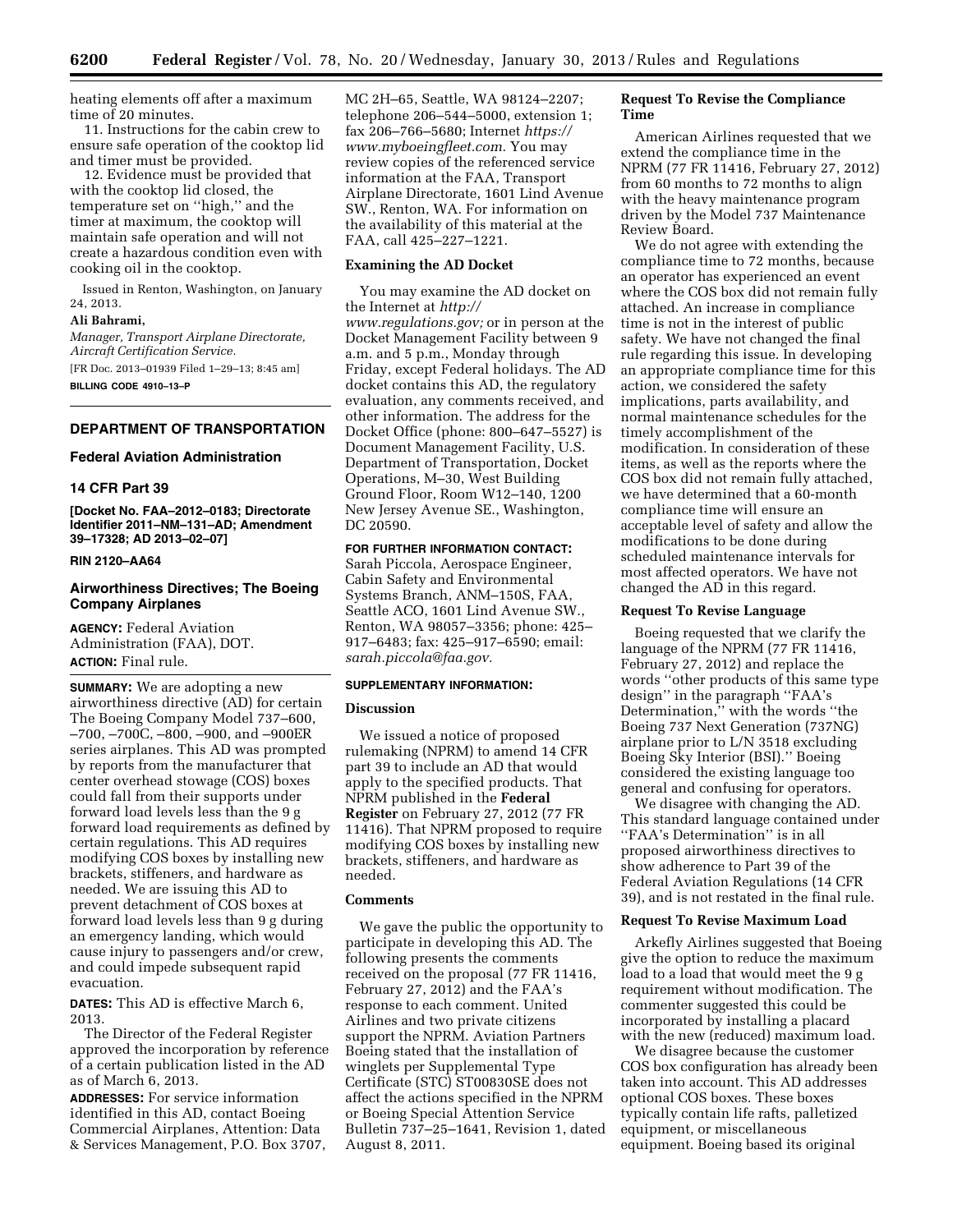heating elements off after a maximum time of 20 minutes.

11. Instructions for the cabin crew to ensure safe operation of the cooktop lid and timer must be provided.

12. Evidence must be provided that with the cooktop lid closed, the temperature set on "high," and the timer at maximum, the cooktop will maintain safe operation and will not create a hazardous condition even with cooking oil in the cooktop.

Issued in Renton, Washington, on January 24, 2013.

**Ali Bahrami,**

*Manager, Transport Airplane Directorate, Aircraft Certification Service.*

[FR Doc. 2013–01939 Filed 1–29–13; 8:45 am]

**BILLING CODE 4910–13–P**

---

## DEPARTMENT OF TRANSPORTATION

### Federal Aviation Administration

### 14 CFR Part 39

**[Docket No. FAA–2012–0183; Directorate Identifier 2011–NM–131–AD; Amendment 39–17328; AD 2013–02–07]**

**RIN 2120–AA64**

## Airworthiness Directives; The Boeing Company Airplanes

**AGENCY:** Federal Aviation Administration (FAA), DOT.

**ACTION:** Final rule.

**SUMMARY:** We are adopting a new airworthiness directive (AD) for certain The Boeing Company Model 737–600, –700, –700C, –800, –900, and –900ER series airplanes. This AD was prompted by reports from the manufacturer that center overhead stowage (COS) boxes could fall from their supports under forward load levels less than the 9 g forward load requirements as defined by certain regulations. This AD requires modifying COS boxes by installing new brackets, stiffeners, and hardware as needed. We are issuing this AD to prevent detachment of COS boxes at forward load levels less than 9 g during an emergency landing, which would cause injury to passengers and/or crew, and could impede subsequent rapid evacuation.

**DATES:** This AD is effective March 6, 2013.

The Director of the Federal Register approved the incorporation by reference of a certain publication listed in the AD as of March 6, 2013.

**ADDRESSES:** For service information identified in this AD, contact Boeing Commercial Airplanes, Attention: Data & Services Management, P.O. Box 3707, MC 2H–65, Seattle, WA 98124–2207; telephone 206–544–5000, extension 1; fax 206–766–5680; Internet *https://www.myboeingfleet.com.* You may review copies of the referenced service information at the FAA, Transport Airplane Directorate, 1601 Lind Avenue SW., Renton, WA. For information on the availability of this material at the FAA, call 425–227–1221.

### Examining the AD Docket

You may examine the AD docket on the Internet at *http://www.regulations.gov;* or in person at the Docket Management Facility between 9 a.m. and 5 p.m., Monday through Friday, except Federal holidays. The AD docket contains this AD, the regulatory evaluation, any comments received, and other information. The address for the Docket Office (phone: 800–647–5527) is Document Management Facility, U.S. Department of Transportation, Docket Operations, M–30, West Building Ground Floor, Room W12–140, 1200 New Jersey Avenue SE., Washington, DC 20590.

**FOR FURTHER INFORMATION CONTACT:** Sarah Piccola, Aerospace Engineer, Cabin Safety and Environmental Systems Branch, ANM–150S, FAA, Seattle ACO, 1601 Lind Avenue SW., Renton, WA 98057–3356; phone: 425–917–6483; fax: 425–917–6590; email: *sarah.piccola@faa.gov.*

**SUPPLEMENTARY INFORMATION:**

### Discussion

We issued a notice of proposed rulemaking (NPRM) to amend 14 CFR part 39 to include an AD that would apply to the specified products. That NPRM published in the **Federal Register** on February 27, 2012 (77 FR 11416). That NPRM proposed to require modifying COS boxes by installing new brackets, stiffeners, and hardware as needed.

### Comments

We gave the public the opportunity to participate in developing this AD. The following presents the comments received on the proposal (77 FR 11416, February 27, 2012) and the FAA's response to each comment. United Airlines and two private citizens support the NPRM. Aviation Partners Boeing stated that the installation of winglets per Supplemental Type Certificate (STC) ST00830SE does not affect the actions specified in the NPRM or Boeing Special Attention Service Bulletin 737–25–1641, Revision 1, dated August 8, 2011.

### Request To Revise the Compliance Time

American Airlines requested that we extend the compliance time in the NPRM (77 FR 11416, February 27, 2012) from 60 months to 72 months to align with the heavy maintenance program driven by the Model 737 Maintenance Review Board.

We do not agree with extending the compliance time to 72 months, because an operator has experienced an event where the COS box did not remain fully attached. An increase in compliance time is not in the interest of public safety. We have not changed the final rule regarding this issue. In developing an appropriate compliance time for this action, we considered the safety implications, parts availability, and normal maintenance schedules for the timely accomplishment of the modification. In consideration of these items, as well as the reports where the COS box did not remain fully attached, we have determined that a 60-month compliance time will ensure an acceptable level of safety and allow the modifications to be done during scheduled maintenance intervals for most affected operators. We have not changed the AD in this regard.

### Request To Revise Language

Boeing requested that we clarify the language of the NPRM (77 FR 11416, February 27, 2012) and replace the words "other products of this same type design" in the paragraph "FAA's Determination," with the words "the Boeing 737 Next Generation (737NG) airplane prior to L/N 3518 excluding Boeing Sky Interior (BSI)." Boeing considered the existing language too general and confusing for operators.

We disagree with changing the AD. This standard language contained under "FAA's Determination" is in all proposed airworthiness directives to show adherence to Part 39 of the Federal Aviation Regulations (14 CFR 39), and is not restated in the final rule.

### Request To Revise Maximum Load

Arkefly Airlines suggested that Boeing give the option to reduce the maximum load to a load that would meet the 9 g requirement without modification. The commenter suggested this could be incorporated by installing a placard with the new (reduced) maximum load.

We disagree because the customer COS box configuration has already been taken into account. This AD addresses optional COS boxes. These boxes typically contain life rafts, palletized equipment, or miscellaneous equipment. Boeing based its original